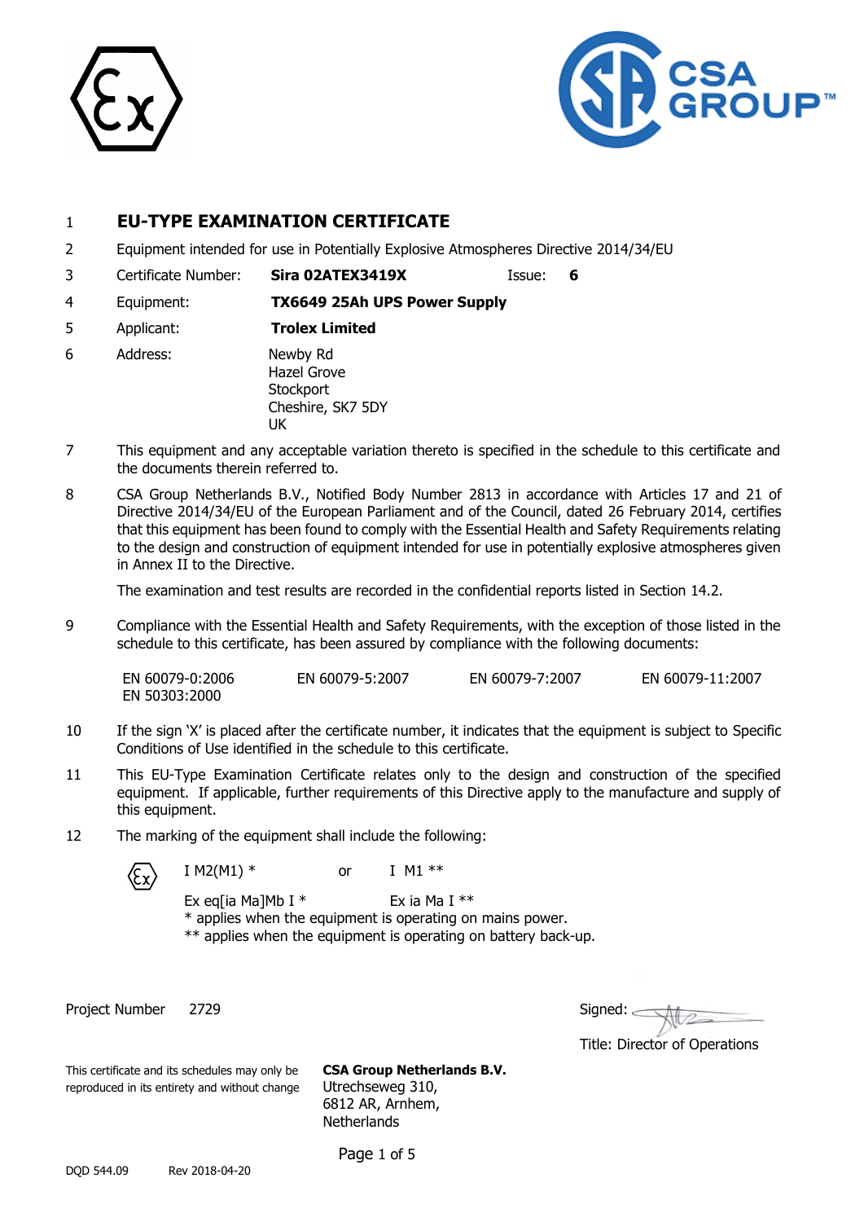1 **EU-TYPE EXAMINATION CERTIFICATE**

2 Equipment intended for use in Potentially Explosive Atmospheres Directive 2014/34/EU

3 Certificate Number: **Sira 02ATEX3419X** Issue: **6**

4 Equipment: **TX6649 25Ah UPS Power Supply**

5 Applicant: **Trolex Limited**

6 Address: Newby Rd
Hazel Grove
Stockport
Cheshire, SK7 5DY
UK

7 This equipment and any acceptable variation thereto is specified in the schedule to this certificate and the documents therein referred to.

8 CSA Group Netherlands B.V., Notified Body Number 2813 in accordance with Articles 17 and 21 of Directive 2014/34/EU of the European Parliament and of the Council, dated 26 February 2014, certifies that this equipment has been found to comply with the Essential Health and Safety Requirements relating to the design and construction of equipment intended for use in potentially explosive atmospheres given in Annex II to the Directive.

The examination and test results are recorded in the confidential reports listed in Section 14.2.

9 Compliance with the Essential Health and Safety Requirements, with the exception of those listed in the schedule to this certificate, has been assured by compliance with the following documents:

EN 60079-0:2006 EN 60079-5:2007 EN 60079-7:2007 EN 60079-11:2007
EN 50303:2000

10 If the sign 'X' is placed after the certificate number, it indicates that the equipment is subject to Specific Conditions of Use identified in the schedule to this certificate.

11 This EU-Type Examination Certificate relates only to the design and construction of the specified equipment. If applicable, further requirements of this Directive apply to the manufacture and supply of this equipment.

12 The marking of the equipment shall include the following:

Ex I M2(M1) * or I M1 **

Ex eq[ia Ma]Mb I * Ex ia Ma I **

* applies when the equipment is operating on mains power.
** applies when the equipment is operating on battery back-up.

Project Number 2729

Signed:

Title: Director of Operations

This certificate and its schedules may only be reproduced in its entirety and without change

**CSA Group Netherlands B.V.**
Utrechseweg 310,
6812 AR, Arnhem,
Netherlands

DQD 544.09 Rev 2018-04-20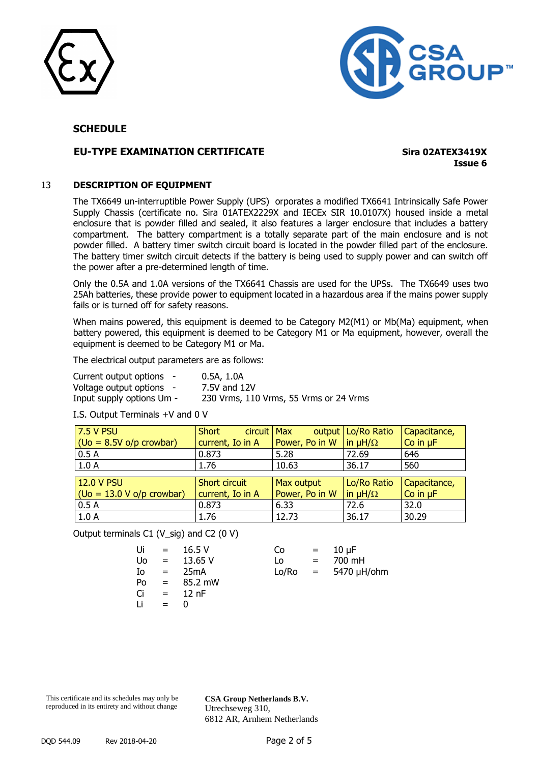## SCHEDULE

**EU-TYPE EXAMINATION CERTIFICATE**

**Sira 02ATEX3419X**
**Issue 6**

### 13 DESCRIPTION OF EQUIPMENT

The TX6649 un-interruptible Power Supply (UPS) orporates a modified TX6641 Intrinsically Safe Power Supply Chassis (certificate no. Sira 01ATEX2229X and IECEx SIR 10.0107X) housed inside a metal enclosure that is powder filled and sealed, it also features a larger enclosure that includes a battery compartment. The battery compartment is a totally separate part of the main enclosure and is not powder filled. A battery timer switch circuit board is located in the powder filled part of the enclosure. The battery timer switch circuit detects if the battery is being used to supply power and can switch off the power after a pre-determined length of time.

Only the 0.5A and 1.0A versions of the TX6641 Chassis are used for the UPSs. The TX6649 uses two 25Ah batteries, these provide power to equipment located in a hazardous area if the mains power supply fails or is turned off for safety reasons.

When mains powered, this equipment is deemed to be Category M2(M1) or Mb(Ma) equipment, when battery powered, this equipment is deemed to be Category M1 or Ma equipment, however, overall the equipment is deemed to be Category M1 or Ma.

The electrical output parameters are as follows:

Current output options - 0.5A, 1.0A
Voltage output options - 7.5V and 12V
Input supply options Um - 230 Vrms, 110 Vrms, 55 Vrms or 24 Vrms

I.S. Output Terminals +V and 0 V

| 7.5 V PSU (Uo = 8.5V o/p crowbar) | Short circuit current, Io in A | Max output Power, Po in W | Lo/Ro Ratio in µH/Ω | Capacitance, Co in µF |
|---|---|---|---|---|
| 0.5 A | 0.873 | 5.28 | 72.69 | 646 |
| 1.0 A | 1.76 | 10.63 | 36.17 | 560 |

| 12.0 V PSU (Uo = 13.0 V o/p crowbar) | Short circuit current, Io in A | Max output Power, Po in W | Lo/Ro Ratio in µH/Ω | Capacitance, Co in µF |
|---|---|---|---|---|
| 0.5 A | 0.873 | 6.33 | 72.6 | 32.0 |
| 1.0 A | 1.76 | 12.73 | 36.17 | 30.29 |

Output terminals C1 (V_sig) and C2 (0 V)

| | | | | | |
|---|---|---|---|---|---|
| Ui | = 16.5 V | | Co | = | 10 µF |
| Uo | = 13.65 V | | Lo | = | 700 mH |
| Io | = 25mA | | Lo/Ro | = | 5470 µH/ohm |
| Po | = 85.2 mW | | | | |
| Ci | = 12 nF | | | | |
| Li | = 0 | | | | |

This certificate and its schedules may only be reproduced in its entirety and without change

**CSA Group Netherlands B.V.**
Utrechseweg 310,
6812 AR, Arnhem Netherlands

DQD 544.09 Rev 2018-04-20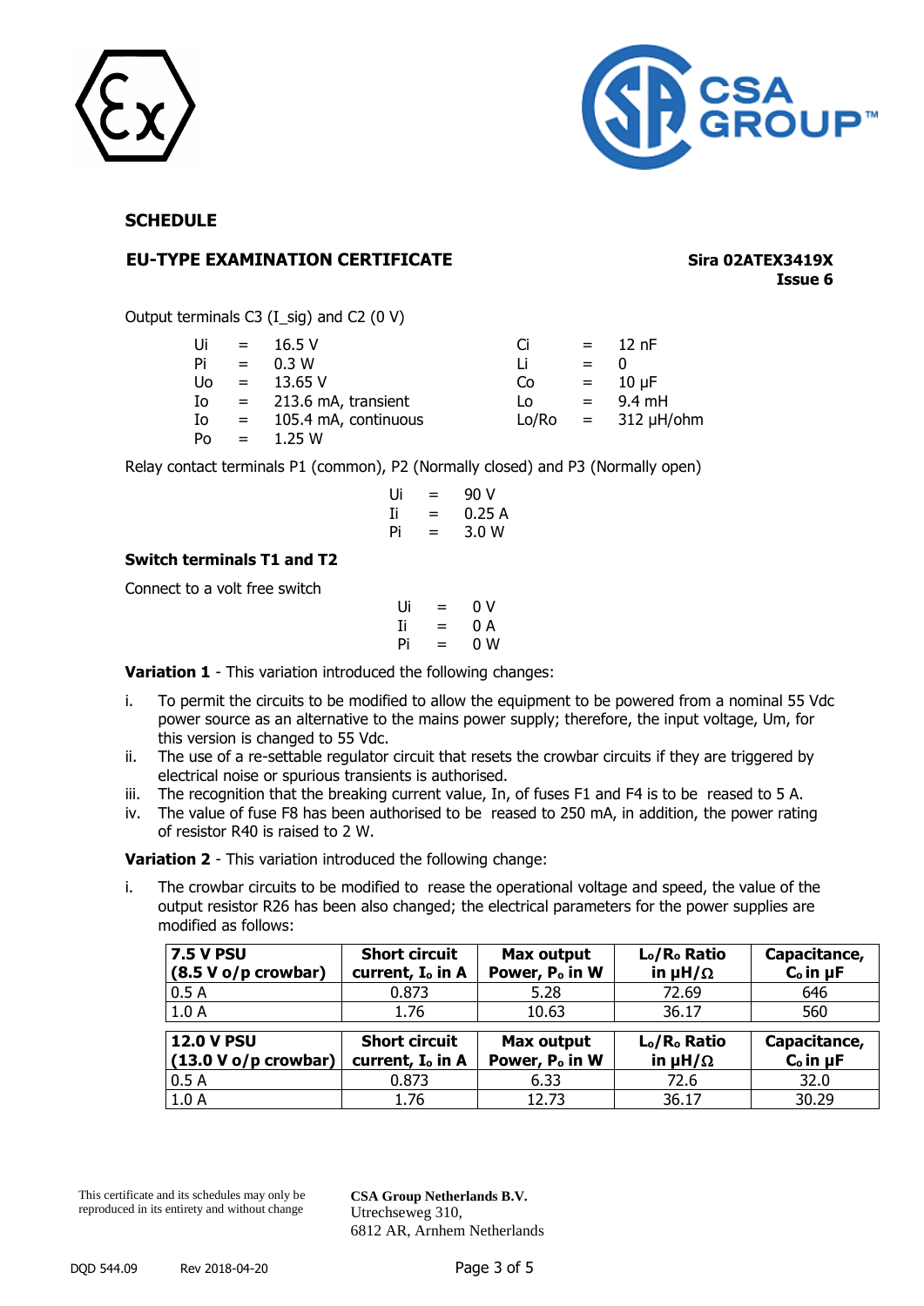**SCHEDULE**

**EU-TYPE EXAMINATION CERTIFICATE** **Sira 02ATEX3419X**
**Issue 6**

Output terminals C3 (I_sig) and C2 (0 V)

| | | | | | |
|---|---|---|---|---|---|
| Ui | = | 16.5 V | Ci | = | 12 nF |
| Pi | = | 0.3 W | Li | = | 0 |
| Uo | = | 13.65 V | Co | = | 10 µF |
| Io | = | 213.6 mA, transient | Lo | = | 9.4 mH |
| Io | = | 105.4 mA, continuous | Lo/Ro | = | 312 µH/ohm |
| Po | = | 1.25 W | | | |

Relay contact terminals P1 (common), P2 (Normally closed) and P3 (Normally open)

Ui = 90 V
Ii = 0.25 A
Pi = 3.0 W

**Switch terminals T1 and T2**

Connect to a volt free switch

Ui = 0 V
Ii = 0 A
Pi = 0 W

**Variation 1** - This variation introduced the following changes:

i. To permit the circuits to be modified to allow the equipment to be powered from a nominal 55 Vdc power source as an alternative to the mains power supply; therefore, the input voltage, Um, for this version is changed to 55 Vdc.
ii. The use of a re-settable regulator circuit that resets the crowbar circuits if they are triggered by electrical noise or spurious transients is authorised.
iii. The recognition that the breaking current value, In, of fuses F1 and F4 is to be reased to 5 A.
iv. The value of fuse F8 has been authorised to be reased to 250 mA, in addition, the power rating of resistor R40 is raised to 2 W.

**Variation 2** - This variation introduced the following change:

i. The crowbar circuits to be modified to rease the operational voltage and speed, the value of the output resistor R26 has been also changed; the electrical parameters for the power supplies are modified as follows:

| **7.5 V PSU (8.5 V o/p crowbar)** | **Short circuit current, $I_o$ in A** | **Max output Power, $P_o$ in W** | **$L_o/R_o$ Ratio in µH/Ω** | **Capacitance, $C_o$ in µF** |
|---|---|---|---|---|
| 0.5 A | 0.873 | 5.28 | 72.69 | 646 |
| 1.0 A | 1.76 | 10.63 | 36.17 | 560 |

| **12.0 V PSU (13.0 V o/p crowbar)** | **Short circuit current, $I_o$ in A** | **Max output Power, $P_o$ in W** | **$L_o/R_o$ Ratio in µH/Ω** | **Capacitance, $C_o$ in µF** |
|---|---|---|---|---|
| 0.5 A | 0.873 | 6.33 | 72.6 | 32.0 |
| 1.0 A | 1.76 | 12.73 | 36.17 | 30.29 |

This certificate and its schedules may only be reproduced in its entirety and without change

**CSA Group Netherlands B.V.**
Utrechseweg 310,
6812 AR, Arnhem Netherlands

DQD 544.09 Rev 2018-04-20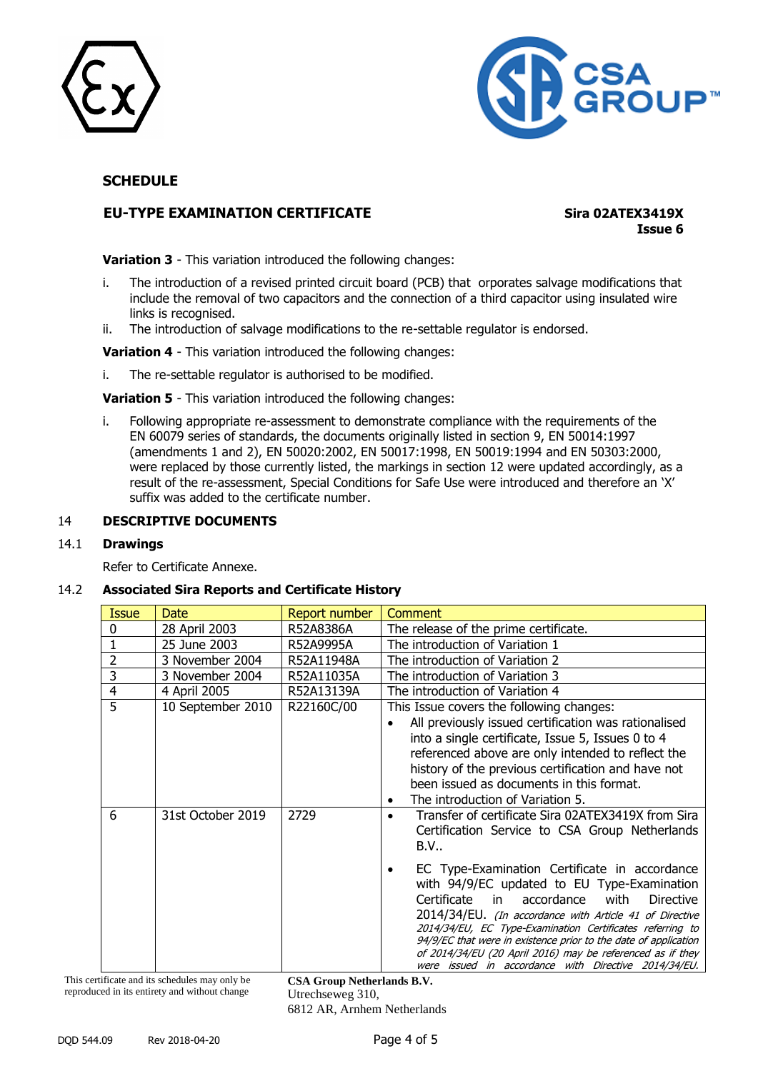## SCHEDULE

**EU-TYPE EXAMINATION CERTIFICATE** **Sira 02ATEX3419X**
**Issue 6**

**Variation 3** - This variation introduced the following changes:

i. The introduction of a revised printed circuit board (PCB) that orporates salvage modifications that include the removal of two capacitors and the connection of a third capacitor using insulated wire links is recognised.
ii. The introduction of salvage modifications to the re-settable regulator is endorsed.

**Variation 4** - This variation introduced the following changes:

i. The re-settable regulator is authorised to be modified.

**Variation 5** - This variation introduced the following changes:

i. Following appropriate re-assessment to demonstrate compliance with the requirements of the EN 60079 series of standards, the documents originally listed in section 9, EN 50014:1997 (amendments 1 and 2), EN 50020:2002, EN 50017:1998, EN 50019:1994 and EN 50303:2000, were replaced by those currently listed, the markings in section 12 were updated accordingly, as a result of the re-assessment, Special Conditions for Safe Use were introduced and therefore an 'X' suffix was added to the certificate number.

## 14 DESCRIPTIVE DOCUMENTS

### 14.1 Drawings

Refer to Certificate Annexe.

### 14.2 Associated Sira Reports and Certificate History

| Issue | Date | Report number | Comment |
|---|---|---|---|
| 0 | 28 April 2003 | R52A8386A | The release of the prime certificate. |
| 1 | 25 June 2003 | R52A9995A | The introduction of Variation 1 |
| 2 | 3 November 2004 | R52A11948A | The introduction of Variation 2 |
| 3 | 3 November 2004 | R52A11035A | The introduction of Variation 3 |
| 4 | 4 April 2005 | R52A13139A | The introduction of Variation 4 |
| 5 | 10 September 2010 | R22160C/00 | This Issue covers the following changes: • All previously issued certification was rationalised into a single certificate, Issue 5, Issues 0 to 4 referenced above are only intended to reflect the history of the previous certification and have not been issued as documents in this format. • The introduction of Variation 5. |
| 6 | 31st October 2019 | 2729 | • Transfer of certificate Sira 02ATEX3419X from Sira Certification Service to CSA Group Netherlands B.V.. • EC Type-Examination Certificate in accordance with 94/9/EC updated to EU Type-Examination Certificate in accordance with Directive 2014/34/EU. *(In accordance with Article 41 of Directive 2014/34/EU, EC Type-Examination Certificates referring to 94/9/EC that were in existence prior to the date of application of 2014/34/EU (20 April 2016) may be referenced as if they were issued in accordance with Directive 2014/34/EU.* |

This certificate and its schedules may only be reproduced in its entirety and without change

**CSA Group Netherlands B.V.**
Utrechseweg 310,
6812 AR, Arnhem Netherlands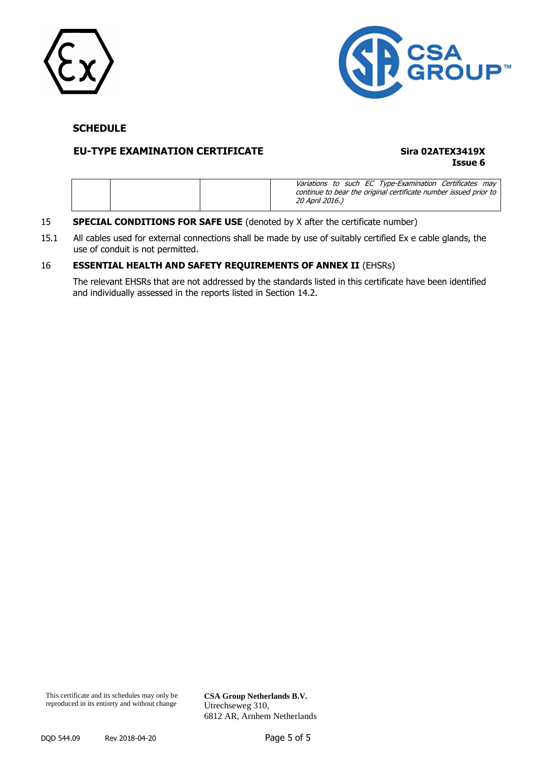**SCHEDULE**

**EU-TYPE EXAMINATION CERTIFICATE**

**Sira 02ATEX3419X**
**Issue 6**

| | | | |
|---|---|---|---|
| | | | *Variations to such EC Type-Examination Certificates may continue to bear the original certificate number issued prior to 20 April 2016.)* |

15 **SPECIAL CONDITIONS FOR SAFE USE** (denoted by X after the certificate number)

15.1 All cables used for external connections shall be made by use of suitably certified Ex e cable glands, the use of conduit is not permitted.

16 **ESSENTIAL HEALTH AND SAFETY REQUIREMENTS OF ANNEX II** (EHSRs)

The relevant EHSRs that are not addressed by the standards listed in this certificate have been identified and individually assessed in the reports listed in Section 14.2.

This certificate and its schedules may only be reproduced in its entirety and without change

**CSA Group Netherlands B.V.**
Utrechseweg 310,
6812 AR, Arnhem Netherlands

DQD 544.09 Rev 2018-04-20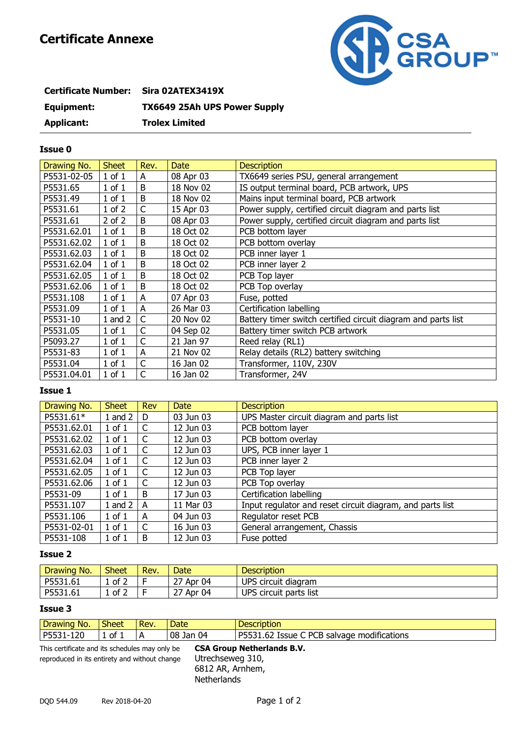# Certificate Annexe

**Certificate Number:** Sira 02ATEX3419X

**Equipment:** TX6649 25Ah UPS Power Supply

**Applicant:** Trolex Limited

## Issue 0

| Drawing No. | Sheet | Rev. | Date | Description |
|---|---|---|---|---|
| P5531-02-05 | 1 of 1 | A | 08 Apr 03 | TX6649 series PSU, general arrangement |
| P5531.65 | 1 of 1 | B | 18 Nov 02 | IS output terminal board, PCB artwork, UPS |
| P5531.49 | 1 of 1 | B | 18 Nov 02 | Mains input terminal board, PCB artwork |
| P5531.61 | 1 of 2 | C | 15 Apr 03 | Power supply, certified circuit diagram and parts list |
| P5531.61 | 2 of 2 | B | 08 Apr 03 | Power supply, certified circuit diagram and parts list |
| P5531.62.01 | 1 of 1 | B | 18 Oct 02 | PCB bottom layer |
| P5531.62.02 | 1 of 1 | B | 18 Oct 02 | PCB bottom overlay |
| P5531.62.03 | 1 of 1 | B | 18 Oct 02 | PCB inner layer 1 |
| P5531.62.04 | 1 of 1 | B | 18 Oct 02 | PCB inner layer 2 |
| P5531.62.05 | 1 of 1 | B | 18 Oct 02 | PCB Top layer |
| P5531.62.06 | 1 of 1 | B | 18 Oct 02 | PCB Top overlay |
| P5531.108 | 1 of 1 | A | 07 Apr 03 | Fuse, potted |
| P5531.09 | 1 of 1 | A | 26 Mar 03 | Certification labelling |
| P5531-10 | 1 and 2 | C | 20 Nov 02 | Battery timer switch certified circuit diagram and parts list |
| P5531.05 | 1 of 1 | C | 04 Sep 02 | Battery timer switch PCB artwork |
| P5093.27 | 1 of 1 | C | 21 Jan 97 | Reed relay (RL1) |
| P5531-83 | 1 of 1 | A | 21 Nov 02 | Relay details (RL2) battery switching |
| P5531.04 | 1 of 1 | C | 16 Jan 02 | Transformer, 110V, 230V |
| P5531.04.01 | 1 of 1 | C | 16 Jan 02 | Transformer, 24V |

## Issue 1

| Drawing No. | Sheet | Rev | Date | Description |
|---|---|---|---|---|
| P5531.61* | 1 and 2 | D | 03 Jun 03 | UPS Master circuit diagram and parts list |
| P5531.62.01 | 1 of 1 | C | 12 Jun 03 | PCB bottom layer |
| P5531.62.02 | 1 of 1 | C | 12 Jun 03 | PCB bottom overlay |
| P5531.62.03 | 1 of 1 | C | 12 Jun 03 | UPS, PCB inner layer 1 |
| P5531.62.04 | 1 of 1 | C | 12 Jun 03 | PCB inner layer 2 |
| P5531.62.05 | 1 of 1 | C | 12 Jun 03 | PCB Top layer |
| P5531.62.06 | 1 of 1 | C | 12 Jun 03 | PCB Top overlay |
| P5531-09 | 1 of 1 | B | 17 Jun 03 | Certification labelling |
| P5531.107 | 1 and 2 | A | 11 Mar 03 | Input regulator and reset circuit diagram, and parts list |
| P5531.106 | 1 of 1 | A | 04 Jun 03 | Regulator reset PCB |
| P5531-02-01 | 1 of 1 | C | 16 Jun 03 | General arrangement, Chassis |
| P5531-108 | 1 of 1 | B | 12 Jun 03 | Fuse potted |

## Issue 2

| Drawing No. | Sheet | Rev. | Date | Description |
|---|---|---|---|---|
| P5531.61 | 1 of 2 | F | 27 Apr 04 | UPS circuit diagram |
| P5531.61 | 1 of 2 | F | 27 Apr 04 | UPS circuit parts list |

## Issue 3

| Drawing No. | Sheet | Rev. | Date | Description |
|---|---|---|---|---|
| P5531-120 | 1 of 1 | A | 08 Jan 04 | P5531.62 Issue C PCB salvage modifications |

This certificate and its schedules may only be reproduced in its entirety and without change

**CSA Group Netherlands B.V.**
Utrechseweg 310,
6812 AR, Arnhem,
Netherlands

DQD 544.09 Rev 2018-04-20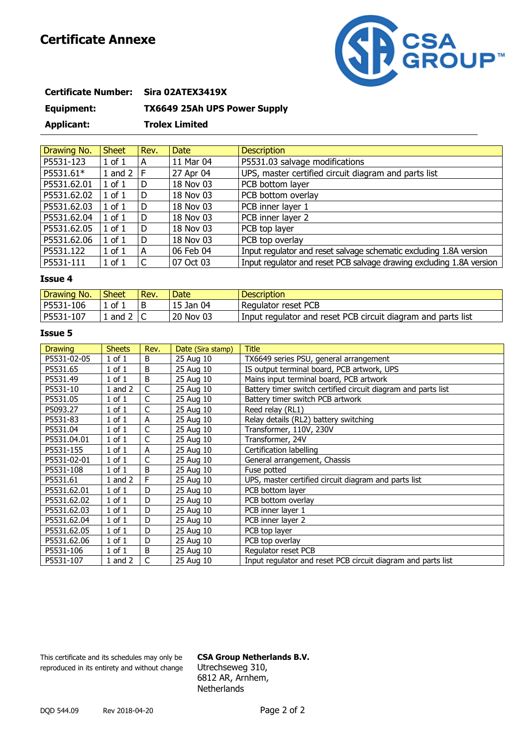# Certificate Annexe

**Certificate Number:** **Sira 02ATEX3419X**

**Equipment:** **TX6649 25Ah UPS Power Supply**

**Applicant:** **Trolex Limited**

| Drawing No. | Sheet | Rev. | Date | Description |
|---|---|---|---|---|
| P5531-123 | 1 of 1 | A | 11 Mar 04 | P5531.03 salvage modifications |
| P5531.61* | 1 and 2 | F | 27 Apr 04 | UPS, master certified circuit diagram and parts list |
| P5531.62.01 | 1 of 1 | D | 18 Nov 03 | PCB bottom layer |
| P5531.62.02 | 1 of 1 | D | 18 Nov 03 | PCB bottom overlay |
| P5531.62.03 | 1 of 1 | D | 18 Nov 03 | PCB inner layer 1 |
| P5531.62.04 | 1 of 1 | D | 18 Nov 03 | PCB inner layer 2 |
| P5531.62.05 | 1 of 1 | D | 18 Nov 03 | PCB top layer |
| P5531.62.06 | 1 of 1 | D | 18 Nov 03 | PCB top overlay |
| P5531.122 | 1 of 1 | A | 06 Feb 04 | Input regulator and reset salvage schematic excluding 1.8A version |
| P5531-111 | 1 of 1 | C | 07 Oct 03 | Input regulator and reset PCB salvage drawing excluding 1.8A version |

**Issue 4**

| Drawing No. | Sheet | Rev. | Date | Description |
|---|---|---|---|---|
| P5531-106 | 1 of 1 | B | 15 Jan 04 | Regulator reset PCB |
| P5531-107 | 1 and 2 | C | 20 Nov 03 | Input regulator and reset PCB circuit diagram and parts list |

**Issue 5**

| Drawing | Sheets | Rev. | Date (Sira stamp) | Title |
|---|---|---|---|---|
| P5531-02-05 | 1 of 1 | B | 25 Aug 10 | TX6649 series PSU, general arrangement |
| P5531.65 | 1 of 1 | B | 25 Aug 10 | IS output terminal board, PCB artwork, UPS |
| P5531.49 | 1 of 1 | B | 25 Aug 10 | Mains input terminal board, PCB artwork |
| P5531-10 | 1 and 2 | C | 25 Aug 10 | Battery timer switch certified circuit diagram and parts list |
| P5531.05 | 1 of 1 | C | 25 Aug 10 | Battery timer switch PCB artwork |
| P5093.27 | 1 of 1 | C | 25 Aug 10 | Reed relay (RL1) |
| P5531-83 | 1 of 1 | A | 25 Aug 10 | Relay details (RL2) battery switching |
| P5531.04 | 1 of 1 | C | 25 Aug 10 | Transformer, 110V, 230V |
| P5531.04.01 | 1 of 1 | C | 25 Aug 10 | Transformer, 24V |
| P5531-155 | 1 of 1 | A | 25 Aug 10 | Certification labelling |
| P5531-02-01 | 1 of 1 | C | 25 Aug 10 | General arrangement, Chassis |
| P5531-108 | 1 of 1 | B | 25 Aug 10 | Fuse potted |
| P5531.61 | 1 and 2 | F | 25 Aug 10 | UPS, master certified circuit diagram and parts list |
| P5531.62.01 | 1 of 1 | D | 25 Aug 10 | PCB bottom layer |
| P5531.62.02 | 1 of 1 | D | 25 Aug 10 | PCB bottom overlay |
| P5531.62.03 | 1 of 1 | D | 25 Aug 10 | PCB inner layer 1 |
| P5531.62.04 | 1 of 1 | D | 25 Aug 10 | PCB inner layer 2 |
| P5531.62.05 | 1 of 1 | D | 25 Aug 10 | PCB top layer |
| P5531.62.06 | 1 of 1 | D | 25 Aug 10 | PCB top overlay |
| P5531-106 | 1 of 1 | B | 25 Aug 10 | Regulator reset PCB |
| P5531-107 | 1 and 2 | C | 25 Aug 10 | Input regulator and reset PCB circuit diagram and parts list |

This certificate and its schedules may only be reproduced in its entirety and without change

**CSA Group Netherlands B.V.**
Utrechseweg 310,
6812 AR, Arnhem,
Netherlands

DQD 544.09 Rev 2018-04-20